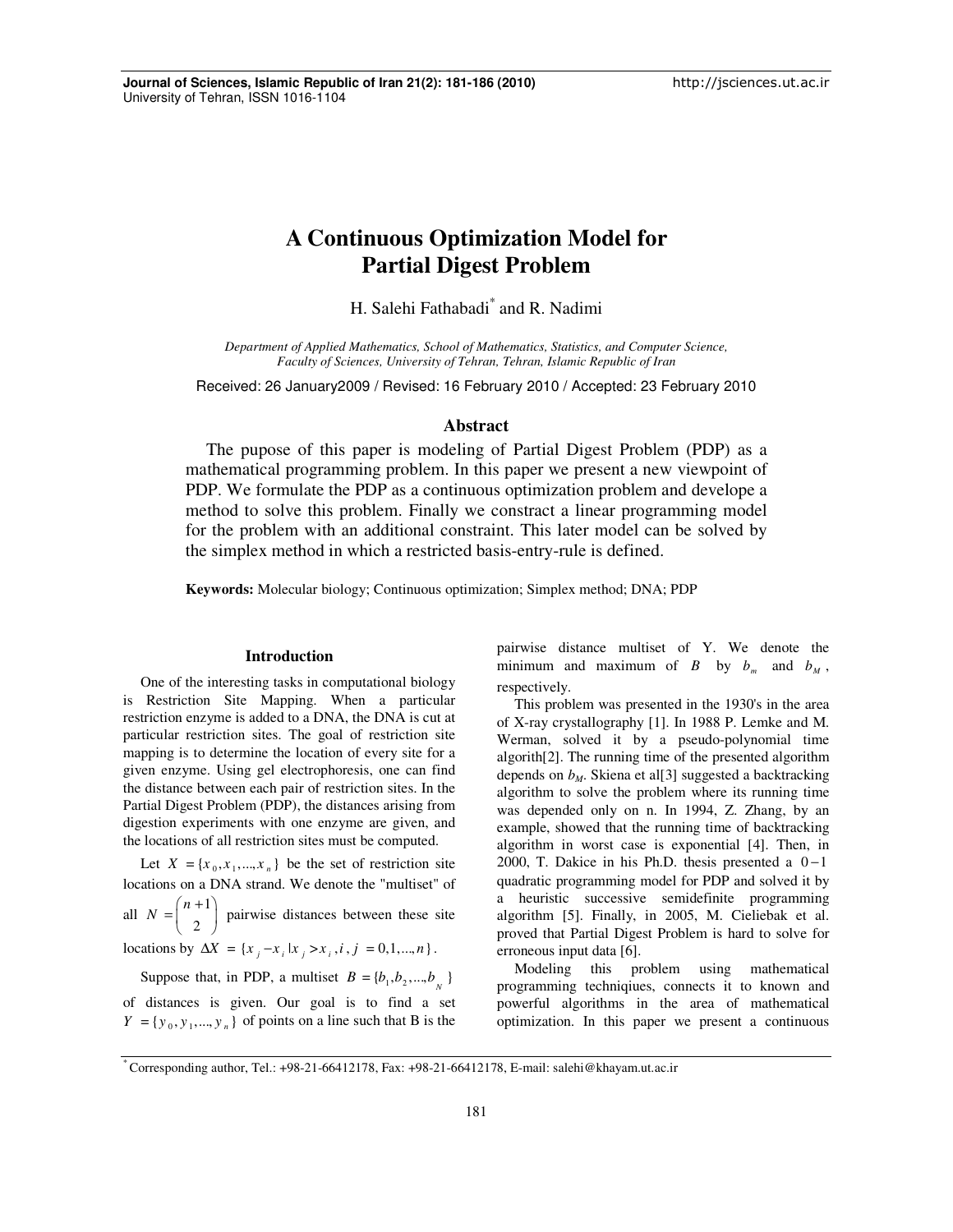# A Continuous Optimization Model for Partial Digest Problem

H. Salehi Fathabadi* and R. Nadimi

*Department of Applied Mathematics, School of Mathematics, Statistics, and Computer Science, Faculty of Sciences, University of Tehran, Tehran, Islamic Republic of Iran*

Received: 26 January2009 / Revised: 16 February 2010 / Accepted: 23 February 2010

## Abstract

The pupose of this paper is modeling of Partial Digest Problem (PDP) as a mathematical programming problem. In this paper we present a new viewpoint of PDP. We formulate the PDP as a continuous optimization problem and develope a method to solve this problem. Finally we constract a linear programming model for the problem with an additional constraint. This later model can be solved by the simplex method in which a restricted basis-entry-rule is defined.

**Keywords:** Molecular biology; Continuous optimization; Simplex method; DNA; PDP

## Introduction

One of the interesting tasks in computational biology is Restriction Site Mapping. When a particular restriction enzyme is added to a DNA, the DNA is cut at particular restriction sites. The goal of restriction site mapping is to determine the location of every site for a given enzyme. Using gel electrophoresis, one can find the distance between each pair of restriction sites. In the Partial Digest Problem (PDP), the distances arising from digestion experiments with one enzyme are given, and the locations of all restriction sites must be computed.

Let $X = \{x_0, x_1, \ldots, x_n\}$ be the set of restriction site locations on a DNA strand. We denote the "multiset" of all $N = \binom{n+1}{2}$ pairwise distances between these site locations by $\Delta X = \{x_j - x_i \mid x_j > x_i, i, j = 0,1,\ldots,n\}$.

Suppose that, in PDP, a multiset $B = \{b_1, b_2, \ldots, b_N\}$ of distances is given. Our goal is to find a set $Y = \{y_0, y_1, \ldots, y_n\}$ of points on a line such that B is the pairwise distance multiset of Y. We denote the minimum and maximum of $B$ by $b_m$ and $b_M$, respectively.

This problem was presented in the 1930's in the area of X-ray crystallography [1]. In 1988 P. Lemke and M. Werman, solved it by a pseudo-polynomial time algorith[2]. The running time of the presented algorithm depends on $b_M$. Skiena et al[3] suggested a backtracking algorithm to solve the problem where its running time was depended only on n. In 1994, Z. Zhang, by an example, showed that the running time of backtracking algorithm in worst case is exponential [4]. Then, in 2000, T. Dakice in his Ph.D. thesis presented a $0-1$ quadratic programming model for PDP and solved it by a heuristic successive semidefinite programming algorithm [5]. Finally, in 2005, M. Cieliebak et al. proved that Partial Digest Problem is hard to solve for erroneous input data [6].

Modeling this problem using mathematical programming techniqiues, connects it to known and powerful algorithms in the area of mathematical optimization. In this paper we present a continuous

*Corresponding author, Tel.: +98-21-66412178, Fax: +98-21-66412178, E-mail: salehi@khayam.ut.ac.ir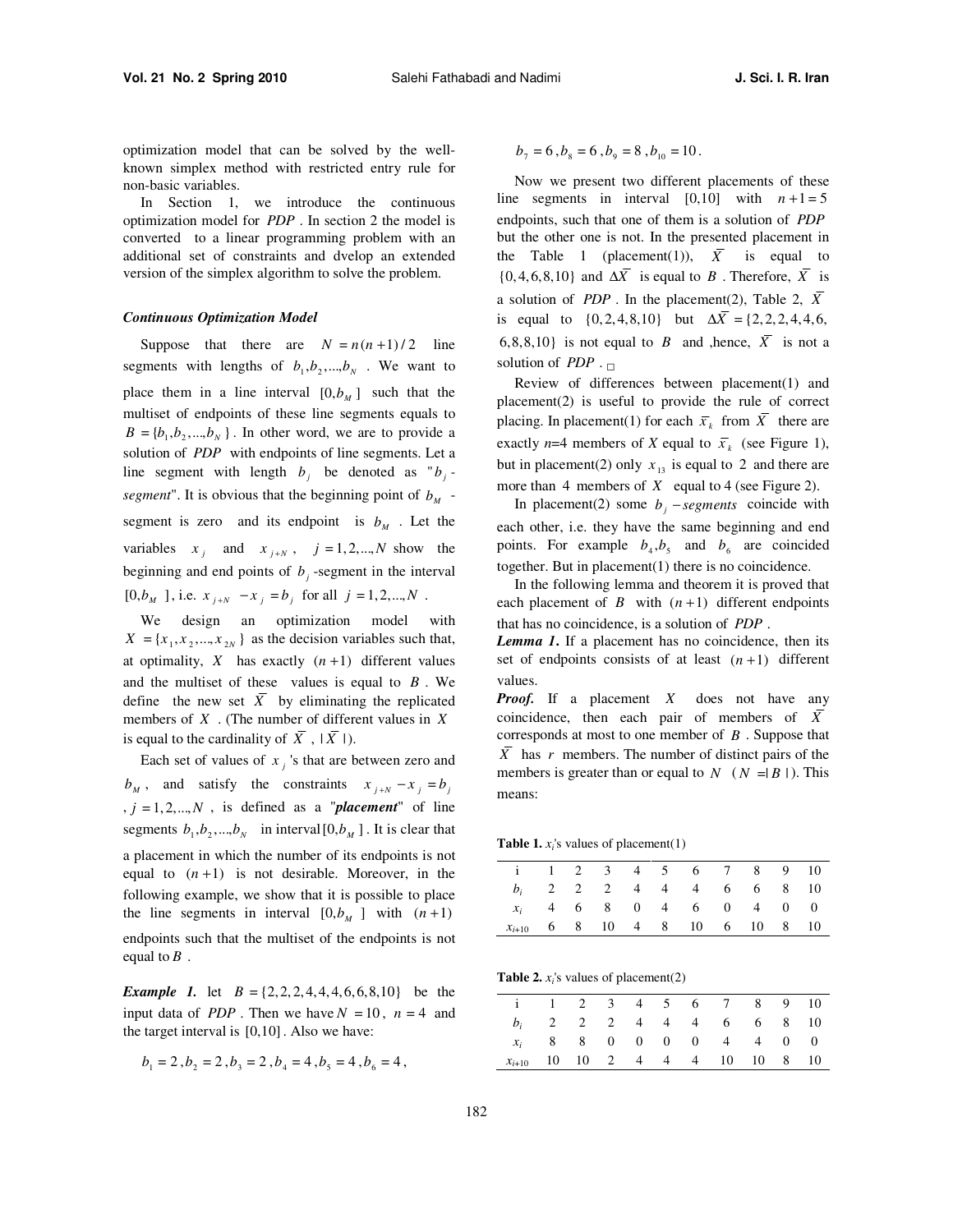optimization model that can be solved by the well-known simplex method with restricted entry rule for non-basic variables.

In Section 1, we introduce the continuous optimization model for $PDP$. In section 2 the model is converted to a linear programming problem with an additional set of constraints and dvelop an extended version of the simplex algorithm to solve the problem.

### *Continuous Optimization Model*

Suppose that there are $N = n(n+1)/2$ line segments with lengths of $b_1, b_2, ..., b_N$. We want to place them in a line interval $[0, b_M]$ such that the multiset of endpoints of these line segments equals to $B = \{b_1, b_2, ..., b_N\}$. In other word, we are to provide a solution of $PDP$ with endpoints of line segments. Let a line segment with length $b_j$ be denoted as "$b_j$-*segment*". It is obvious that the beginning point of $b_M$-segment is zero and its endpoint is $b_M$. Let the variables $x_j$ and $x_{j+N}$, $j = 1, 2, ..., N$ show the beginning and end points of $b_j$-segment in the interval $[0, b_M]$, i.e. $x_{j+N} - x_j = b_j$ for all $j = 1, 2, ..., N$.

We design an optimization model with $X = \{x_1, x_2, ..., x_{2N}\}$ as the decision variables such that, at optimality, $X$ has exactly $(n+1)$ different values and the multiset of these values is equal to $B$. We define the new set $\overline{X}$ by eliminating the replicated members of $X$. (The number of different values in $X$ is equal to the cardinality of $\overline{X}$, $|\overline{X}|$).

Each set of values of $x_j$'s that are between zero and $b_M$, and satisfy the constraints $x_{j+N} - x_j = b_j$, $j = 1, 2, ..., N$, is defined as a "***placement***" of line segments $b_1, b_2, ..., b_N$ in interval $[0, b_M]$. It is clear that a placement in which the number of its endpoints is not equal to $(n+1)$ is not desirable. Moreover, in the following example, we show that it is possible to place the line segments in interval $[0, b_M]$ with $(n+1)$ endpoints such that the multiset of the endpoints is not equal to $B$.

***Example 1.*** let $B = \{2, 2, 2, 4, 4, 4, 6, 6, 8, 10\}$ be the input data of $PDP$. Then we have $N = 10$, $n = 4$ and the target interval is $[0, 10]$. Also we have:

$$b_1 = 2, b_2 = 2, b_3 = 2, b_4 = 4, b_5 = 4, b_6 = 4,$$

$$b_7 = 6, b_8 = 6, b_9 = 8, b_{10} = 10.$$

Now we present two different placements of these line segments in interval [0,10] with $n+1 = 5$ endpoints, such that one of them is a solution of $PDP$ but the other one is not. In the presented placement in the Table 1 (placement(1)), $\overline{X}$ is equal to $\{0, 4, 6, 8, 10\}$ and $\Delta\overline{X}$ is equal to $B$. Therefore, $\overline{X}$ is a solution of $PDP$. In the placement(2), Table 2, $\overline{X}$ is equal to $\{0, 2, 4, 8, 10\}$ but $\Delta\overline{X} = \{2, 2, 2, 4, 4, 6, 6, 8, 8, 10\}$ is not equal to $B$ and ,hence, $\overline{X}$ is not a solution of $PDP$. □

Review of differences between placement(1) and placement(2) is useful to provide the rule of correct placing. In placement(1) for each $\overline{x}_k$ from $\overline{X}$ there are exactly $n$=4 members of $X$ equal to $\overline{x}_k$ (see Figure 1), but in placement(2) only $x_{13}$ is equal to 2 and there are more than 4 members of $X$ equal to 4 (see Figure 2).

In placement(2) some $b_j - segments$ coincide with each other, i.e. they have the same beginning and end points. For example $b_4, b_5$ and $b_6$ are coincided together. But in placement(1) there is no coincidence.

In the following lemma and theorem it is proved that each placement of $B$ with $(n+1)$ different endpoints that has no coincidence, is a solution of $PDP$.

***Lemma 1.*** If a placement has no coincidence, then its set of endpoints consists of at least $(n+1)$ different values.

***Proof.*** If a placement $X$ does not have any coincidence, then each pair of members of $\overline{X}$ corresponds at most to one member of $B$. Suppose that $\overline{X}$ has $r$ members. The number of distinct pairs of the members is greater than or equal to $N$ ($N = |B|$). This means:

**Table 1.** $x_i$'s values of placement(1)

| i | 1 | 2 | 3 | 4 | 5 | 6 | 7 | 8 | 9 | 10 |
|---|---|---|---|---|---|---|---|---|---|---|
| $b_i$ | 2 | 2 | 2 | 4 | 4 | 4 | 6 | 6 | 8 | 10 |
| $x_i$ | 4 | 6 | 8 | 0 | 4 | 6 | 0 | 4 | 0 | 0 |
| $x_{i+10}$ | 6 | 8 | 10 | 4 | 8 | 10 | 6 | 10 | 8 | 10 |

**Table 2.** $x_i$'s values of placement(2)

| i | 1 | 2 | 3 | 4 | 5 | 6 | 7 | 8 | 9 | 10 |
|---|---|---|---|---|---|---|---|---|---|---|
| $b_i$ | 2 | 2 | 2 | 4 | 4 | 4 | 6 | 6 | 8 | 10 |
| $x_i$ | 8 | 8 | 0 | 0 | 0 | 0 | 4 | 4 | 0 | 0 |
| $x_{i+10}$ | 10 | 10 | 2 | 4 | 4 | 4 | 10 | 10 | 8 | 10 |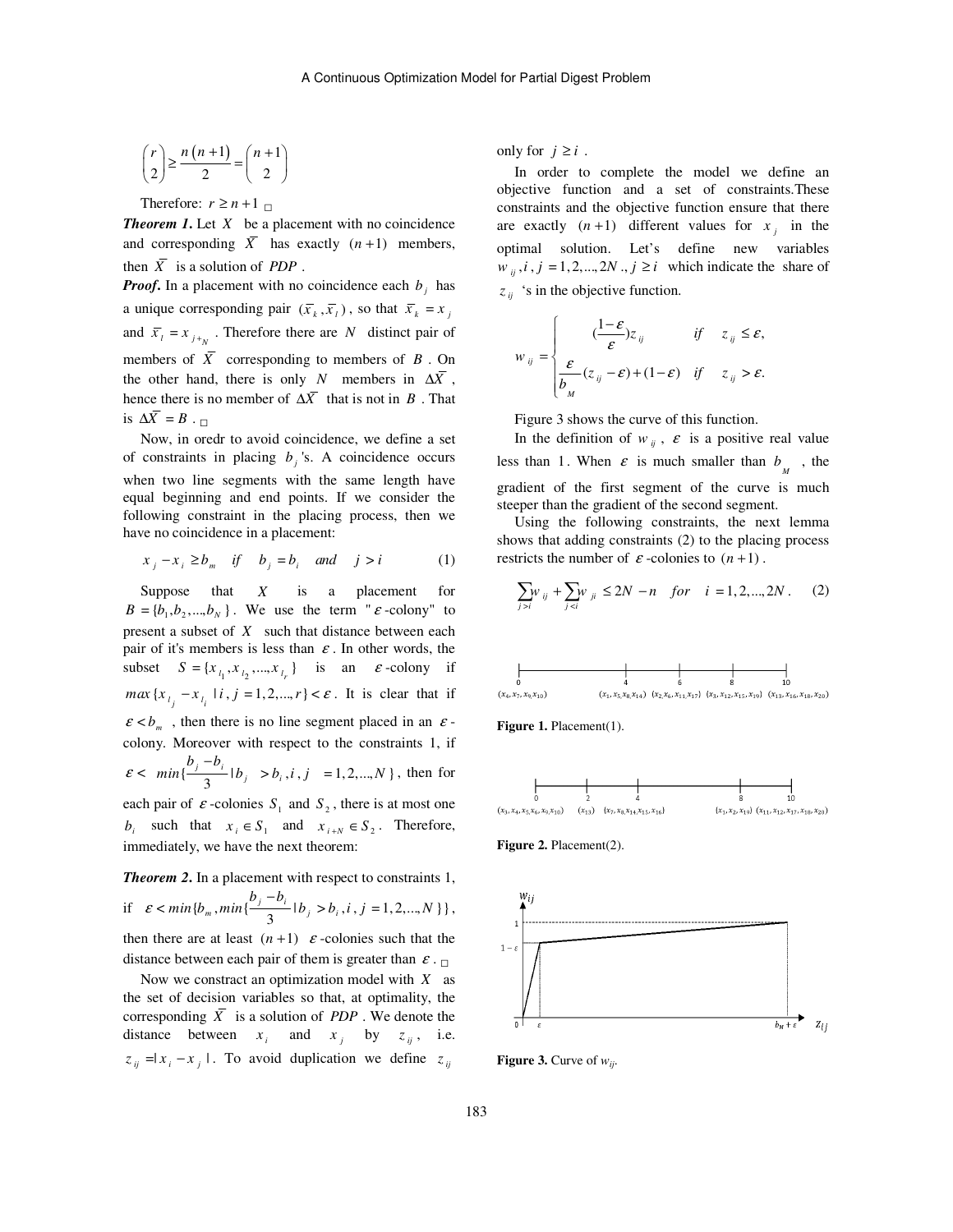$$\binom{r}{2} \geq \frac{n(n+1)}{2} = \binom{n+1}{2}$$

Therefore: $r \geq n+1$ □

***Theorem 1.*** Let $X$ be a placement with no coincidence and corresponding $\overline{X}$ has exactly $(n+1)$ members, then $\overline{X}$ is a solution of $PDP$.

***Proof.*** In a placement with no coincidence each $b_j$ has a unique corresponding pair $(\overline{x}_k, \overline{x}_l)$, so that $\overline{x}_k = x_j$ and $\overline{x}_l = x_{j+N}$. Therefore there are $N$ distinct pair of members of $\overline{X}$ corresponding to members of $B$. On the other hand, there is only $N$ members in $\Delta\overline{X}$, hence there is no member of $\Delta\overline{X}$ that is not in $B$. That is $\Delta\overline{X} = B$. □

Now, in oredr to avoid coincidence, we define a set of constraints in placing $b_j$'s. A coincidence occurs when two line segments with the same length have equal beginning and end points. If we consider the following constraint in the placing process, then we have no coincidence in a placement:

$$x_j - x_i \geq b_m \quad if \quad b_j = b_i \quad and \quad j > i \tag{1}$$

Suppose that $X$ is a placement for $B = \{b_1, b_2, ..., b_N\}$. We use the term "$\varepsilon$-colony" to present a subset of $X$ such that distance between each pair of it's members is less than $\varepsilon$. In other words, the subset $S = \{x_{l_1}, x_{l_2}, ..., x_{l_r}\}$ is an $\varepsilon$-colony if $max\{x_{l_j} - x_{l_i} \mid i, j = 1, 2, ..., r\} < \varepsilon$. It is clear that if $\varepsilon < b_m$, then there is no line segment placed in an $\varepsilon$-colony. Moreover with respect to the constraints 1, if $\varepsilon < min\{\frac{b_j - b_i}{3} \mid b_j > b_i, i, j = 1, 2, ..., N\}$, then for each pair of $\varepsilon$-colonies $S_1$ and $S_2$, there is at most one $b_i$ such that $x_i \in S_1$ and $x_{i+N} \in S_2$. Therefore, immediately, we have the next theorem:

***Theorem 2.*** In a placement with respect to constraints 1, if $\varepsilon < min\{b_m, min\{\frac{b_j - b_i}{3} \mid b_j > b_i, i, j = 1, 2, ..., N\}\}$, then there are at least $(n+1)$ $\varepsilon$-colonies such that the distance between each pair of them is greater than $\varepsilon$. □

Now we constract an optimization model with $X$ as the set of decision variables so that, at optimality, the corresponding $\overline{X}$ is a solution of $PDP$. We denote the distance between $x_i$ and $x_j$ by $z_{ij}$, i.e. $z_{ij} = |x_i - x_j|$. To avoid duplication we define $z_{ij}$ only for $j \geq i$.

In order to complete the model we define an objective function and a set of constraints.These constraints and the objective function ensure that there are exactly $(n+1)$ different values for $x_j$ in the optimal solution. Let's define new variables $w_{ij}, i, j = 1, 2, ..., 2N., j \geq i$ which indicate the share of $z_{ij}$ 's in the objective function.

$$w_{ij} = \begin{cases} (\frac{1-\varepsilon}{\varepsilon})z_{ij} & if \quad z_{ij} \leq \varepsilon, \\ \frac{\varepsilon}{b_M}(z_{ij} - \varepsilon) + (1-\varepsilon) & if \quad z_{ij} > \varepsilon. \end{cases}$$

Figure 3 shows the curve of this function.

In the definition of $w_{ij}$, $\varepsilon$ is a positive real value less than 1. When $\varepsilon$ is much smaller than $b_M$, the gradient of the first segment of the curve is much steeper than the gradient of the second segment.

Using the following constraints, the next lemma shows that adding constraints (2) to the placing process restricts the number of $\varepsilon$-colonies to $(n+1)$.

$$\sum_{j>i} w_{ij} + \sum_{j<i} w_{ji} \leq 2N - n \quad for \quad i = 1, 2, ..., 2N. \tag{2}$$

**Figure 1.** Placement(1).

**Figure 2.** Placement(2).

**Figure 3.** Curve of $w_{ij}$.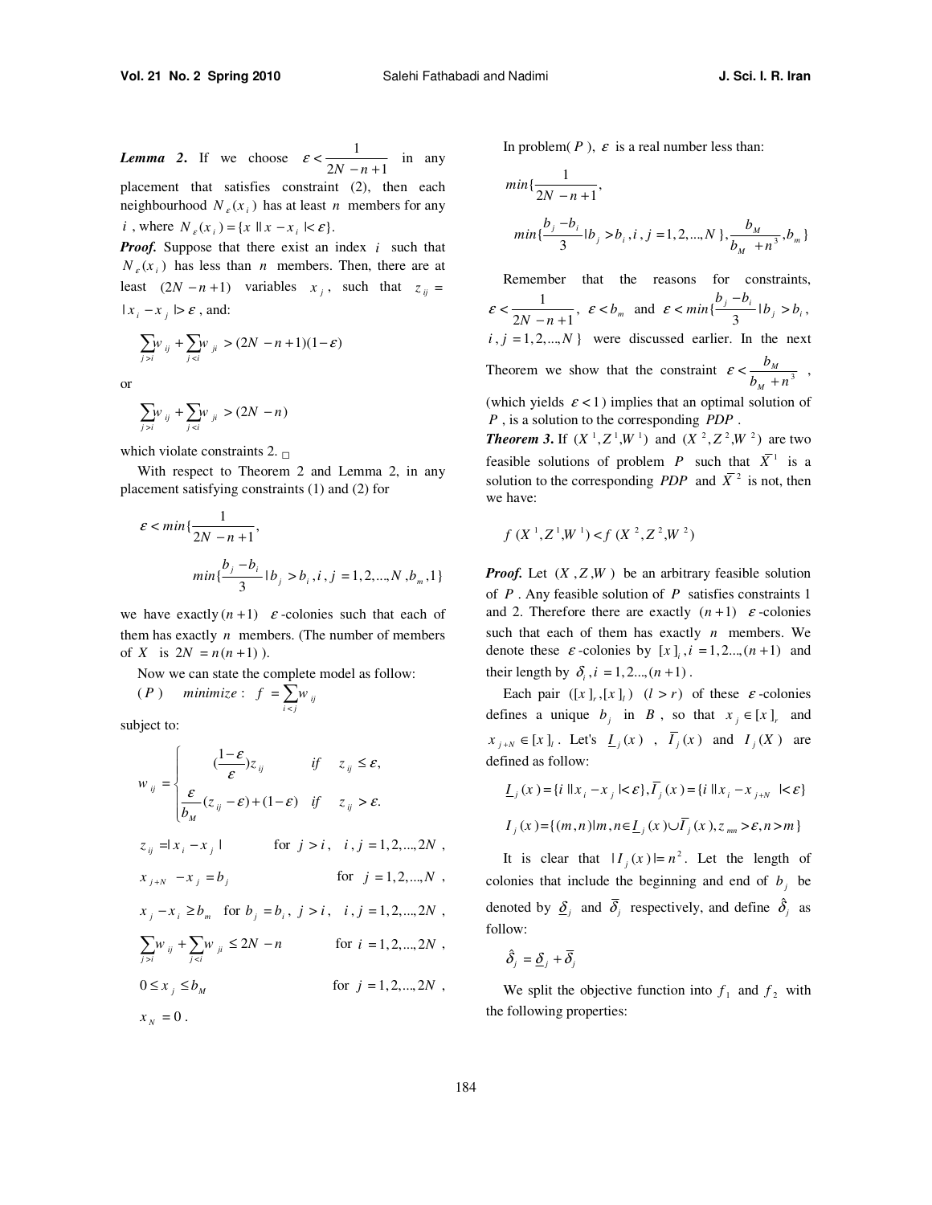***Lemma 2***. If we choose $\varepsilon < \frac{1}{2N-n+1}$ in any placement that satisfies constraint (2), then each neighbourhood $N_\varepsilon(x_i)$ has at least $n$ members for any $i$, where $N_\varepsilon(x_i) = \{x \,||\, x - x_i \,|< \varepsilon\}$.

***Proof.*** Suppose that there exist an index $i$ such that $N_\varepsilon(x_i)$ has less than $n$ members. Then, there are at least $(2N-n+1)$ variables $x_j$, such that $z_{ij} = |x_i - x_j| > \varepsilon$, and:

$$\sum_{j>i} w_{ij} + \sum_{j<i} w_{ji} > (2N-n+1)(1-\varepsilon)$$

or

$$\sum_{j>i} w_{ij} + \sum_{j<i} w_{ji} > (2N-n)$$

which violate constraints 2. □

With respect to Theorem 2 and Lemma 2, in any placement satisfying constraints (1) and (2) for

$$\varepsilon < min\{\frac{1}{2N-n+1}, min\{\frac{b_j - b_i}{3} | b_j > b_i, i, j = 1,2,...,N\}, b_m, 1\}$$

we have exactly $(n+1)$ $\varepsilon$-colonies such that each of them has exactly $n$ members. (The number of members of $X$ is $2N = n(n+1)$ ).

Now we can state the complete model as follow:

$(P)$ $\quad minimize: \; f = \sum_{i<j} w_{ij}$

subject to:

$$w_{ij} = \begin{cases} (\frac{1-\varepsilon}{\varepsilon}) z_{ij} & if \quad z_{ij} \le \varepsilon, \\ \frac{\varepsilon}{b_M}(z_{ij} - \varepsilon) + (1-\varepsilon) & if \quad z_{ij} > \varepsilon. \end{cases}$$

$z_{ij} = |x_i - x_j|$ for $j > i, \quad i, j = 1,2,...,2N$,

$x_{j+N} - x_j = b_j$ for $j = 1,2,...,N$,

$x_j - x_i \ge b_m$ for $b_j = b_i, \; j > i, \quad i, j = 1,2,...,2N$,

$\sum_{j>i} w_{ij} + \sum_{j<i} w_{ji} \le 2N - n$ for $i = 1,2,...,2N$,

$0 \le x_j \le b_M$ for $j = 1,2,...,2N$,

$x_N = 0$.

In problem( $P$ ), $\varepsilon$ is a real number less than:

$$min\{\frac{1}{2N-n+1},$$
$$min\{\frac{b_j - b_i}{3} | b_j > b_i, i, j = 1,2,...,N\}, \frac{b_M}{b_M + n^3}, b_m\}$$

Remember that the reasons for constraints, $\varepsilon < \frac{1}{2N-n+1}$, $\varepsilon < b_m$ and $\varepsilon < min\{\frac{b_j - b_i}{3} | b_j > b_i, i, j = 1,2,...,N\}$ were discussed earlier. In the next Theorem we show that the constraint $\varepsilon < \frac{b_M}{b_M + n^3}$, (which yields $\varepsilon < 1$) implies that an optimal solution of $P$, is a solution to the corresponding $PDP$.

***Theorem 3.*** If $(X^1, Z^1, W^1)$ and $(X^2, Z^2, W^2)$ are two feasible solutions of problem $P$ such that $\bar{X}^1$ is a solution to the corresponding $PDP$ and $\bar{X}^2$ is not, then we have:

$$f(X^1, Z^1, W^1) < f(X^2, Z^2, W^2)$$

***Proof.*** Let $(X, Z, W)$ be an arbitrary feasible solution of $P$. Any feasible solution of $P$ satisfies constraints 1 and 2. Therefore there are exactly $(n+1)$ $\varepsilon$-colonies such that each of them has exactly $n$ members. We denote these $\varepsilon$-colonies by $[x]_i, i = 1,2...,(n+1)$ and their length by $\delta_i, i = 1,2...,(n+1)$.

Each pair $([x]_r, [x]_l)$ $(l > r)$ of these $\varepsilon$-colonies defines a unique $b_j$ in $B$, so that $x_j \in [x]_r$ and $x_{j+N} \in [x]_l$. Let's $\underline{I}_j(x)$, $\overline{I}_j(x)$ and $I_j(X)$ are defined as follow:

$$\underline{I}_j(x) = \{i \,||\, x_i - x_j \,|< \varepsilon\}, \overline{I}_j(x) = \{i \,||\, x_i - x_{j+N} \,|< \varepsilon\}$$

$$I_j(x) = \{(m,n) | m,n \in \underline{I}_j(x) \cup \overline{I}_j(x), z_{mn} > \varepsilon, n > m\}$$

It is clear that $|I_j(x)| = n^2$. Let the length of colonies that include the beginning and end of $b_j$ be denoted by $\underline{\delta}_j$ and $\overline{\delta}_j$ respectively, and define $\hat{\delta}_j$ as follow:

$$\hat{\delta}_j = \underline{\delta}_j + \overline{\delta}_j$$

We split the objective function into $f_1$ and $f_2$ with the following properties: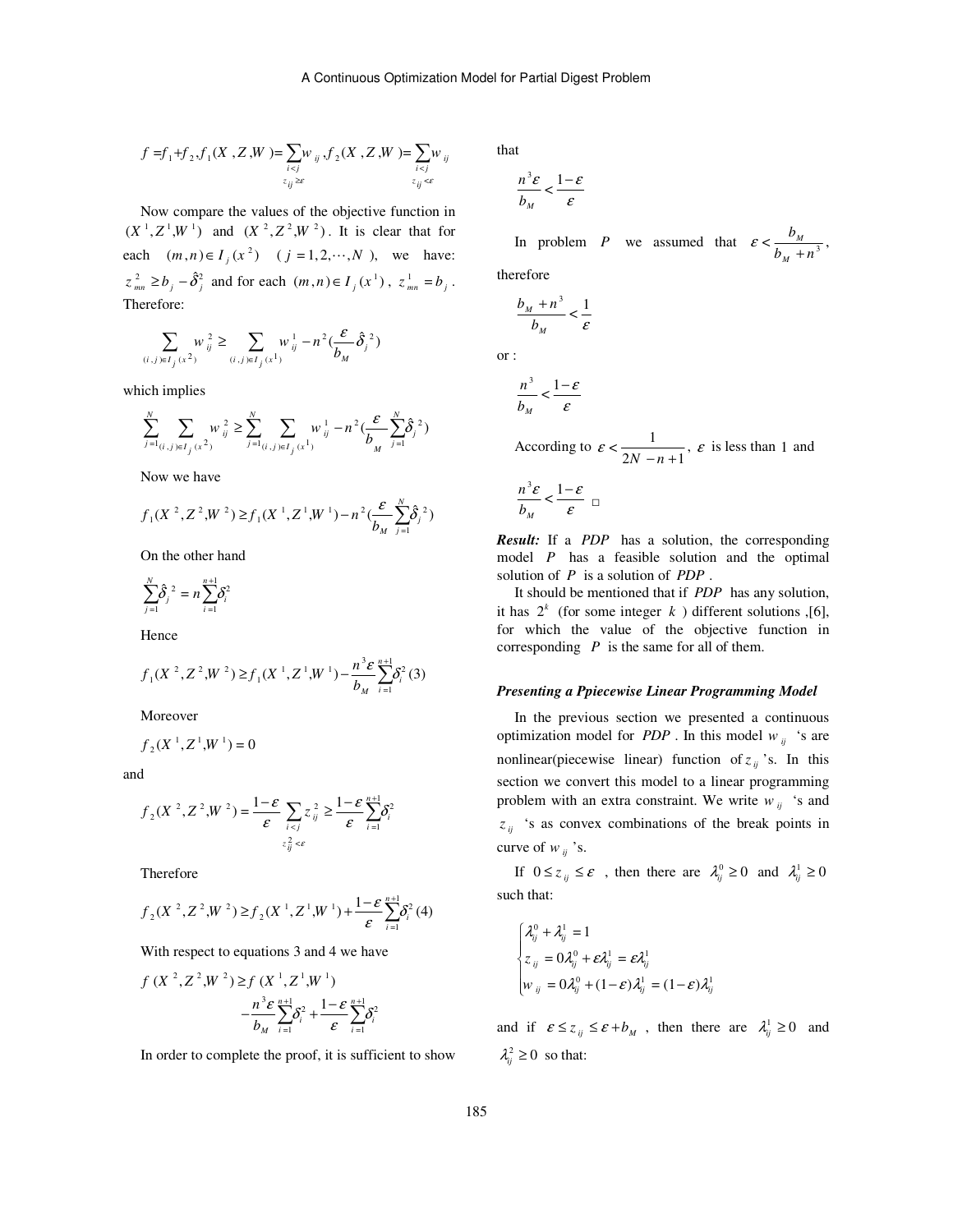$$f = f_1 + f_2, f_1(X, Z, W) = \sum_{\substack{i<j \\ z_{ij} \geq \varepsilon}} w_{ij}, f_2(X, Z, W) = \sum_{\substack{i<j \\ z_{ij} < \varepsilon}} w_{ij}$$

Now compare the values of the objective function in $(X^1, Z^1, W^1)$ and $(X^2, Z^2, W^2)$. It is clear that for each $(m,n) \in I_j(x^2)$ ($j = 1, 2, \cdots, N$), we have: $z_{mn}^2 \geq b_j - \hat{\delta}_j^2$ and for each $(m,n) \in I_j(x^1)$, $z_{mn}^1 = b_j$. Therefore:

$$\sum_{(i,j) \in I_j(x^2)} w_{ij}^2 \geq \sum_{(i,j) \in I_j(x^1)} w_{ij}^1 - n^2 \left(\frac{\varepsilon}{b_M} \hat{\delta}_j^2\right)$$

which implies

$$\sum_{j=1}^{N} \sum_{(i,j) \in I_j(x^2)} w_{ij}^2 \geq \sum_{j=1}^{N} \sum_{(i,j) \in I_j(x^1)} w_{ij}^1 - n^2 \left(\frac{\varepsilon}{b_M} \sum_{j=1}^{N} \hat{\delta}_j^2\right)$$

Now we have

$$f_1(X^2, Z^2, W^2) \geq f_1(X^1, Z^1, W^1) - n^2 \left(\frac{\varepsilon}{b_M} \sum_{j=1}^{N} \hat{\delta}_j^2\right)$$

On the other hand

$$\sum_{j=1}^{N} \hat{\delta}_j^2 = n \sum_{i=1}^{n+1} \delta_i^2$$

Hence

$$f_1(X^2, Z^2, W^2) \geq f_1(X^1, Z^1, W^1) - \frac{n^3 \varepsilon}{b_M} \sum_{i=1}^{n+1} \delta_i^2 \quad (3)$$

Moreover

$$f_2(X^1, Z^1, W^1) = 0$$

and

$$f_2(X^2, Z^2, W^2) = \frac{1-\varepsilon}{\varepsilon} \sum_{\substack{i<j \\ z_{ij}^2 < \varepsilon}} z_{ij}^2 \geq \frac{1-\varepsilon}{\varepsilon} \sum_{i=1}^{n+1} \delta_i^2$$

Therefore

$$f_2(X^2, Z^2, W^2) \geq f_2(X^1, Z^1, W^1) + \frac{1-\varepsilon}{\varepsilon} \sum_{i=1}^{n+1} \delta_i^2 \quad (4)$$

With respect to equations 3 and 4 we have

$$f(X^2, Z^2, W^2) \geq f(X^1, Z^1, W^1) - \frac{n^3 \varepsilon}{b_M} \sum_{i=1}^{n+1} \delta_i^2 + \frac{1-\varepsilon}{\varepsilon} \sum_{i=1}^{n+1} \delta_i^2$$

In order to complete the proof, it is sufficient to show that

$$\frac{n^3 \varepsilon}{b_M} < \frac{1-\varepsilon}{\varepsilon}$$

In problem $P$ we assumed that $\varepsilon < \frac{b_M}{b_M + n^3}$, therefore

$$\frac{b_M + n^3}{b_M} < \frac{1}{\varepsilon}$$

or :

$$\frac{n^3}{b_M} < \frac{1-\varepsilon}{\varepsilon}$$

According to $\varepsilon < \frac{1}{2N - n + 1}$, $\varepsilon$ is less than 1 and

$$\frac{n^3 \varepsilon}{b_M} < \frac{1-\varepsilon}{\varepsilon} \quad \square$$

***Result:*** If a *PDP* has a solution, the corresponding model $P$ has a feasible solution and the optimal solution of $P$ is a solution of *PDP*.

It should be mentioned that if *PDP* has any solution, it has $2^k$ (for some integer $k$) different solutions ,[6], for which the value of the objective function in corresponding $P$ is the same for all of them.

### *Presenting a Ppiecewise Linear Programming Model*

In the previous section we presented a continuous optimization model for *PDP*. In this model $w_{ij}$ 's are nonlinear(piecewise linear) function of $z_{ij}$'s. In this section we convert this model to a linear programming problem with an extra constraint. We write $w_{ij}$ 's and $z_{ij}$ 's as convex combinations of the break points in curve of $w_{ij}$'s.

If $0 \leq z_{ij} \leq \varepsilon$ , then there are $\lambda_{ij}^0 \geq 0$ and $\lambda_{ij}^1 \geq 0$ such that:

$$\begin{cases} \lambda_{ij}^0 + \lambda_{ij}^1 = 1 \\ z_{ij} = 0\lambda_{ij}^0 + \varepsilon\lambda_{ij}^1 = \varepsilon\lambda_{ij}^1 \\ w_{ij} = 0\lambda_{ij}^0 + (1-\varepsilon)\lambda_{ij}^1 = (1-\varepsilon)\lambda_{ij}^1 \end{cases}$$

and if $\varepsilon \leq z_{ij} \leq \varepsilon + b_M$ , then there are $\lambda_{ij}^1 \geq 0$ and $\lambda_{ij}^2 \geq 0$ so that: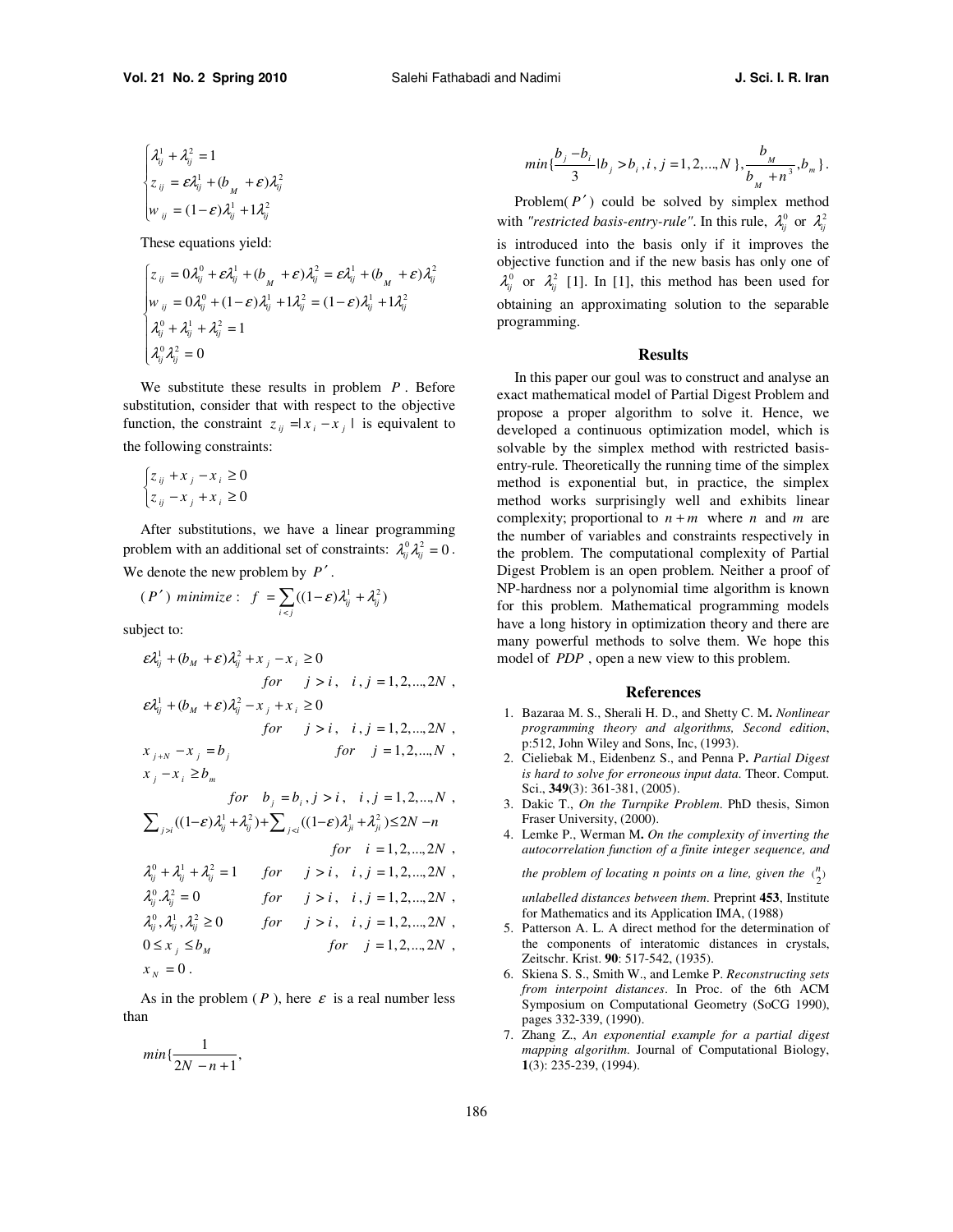$$\begin{cases} \lambda_{ij}^1 + \lambda_{ij}^2 = 1 \\ z_{ij} = \varepsilon\lambda_{ij}^1 + (b_M + \varepsilon)\lambda_{ij}^2 \\ w_{ij} = (1-\varepsilon)\lambda_{ij}^1 + 1\lambda_{ij}^2 \end{cases}$$

These equations yield:

$$\begin{cases} z_{ij} = 0\lambda_{ij}^0 + \varepsilon\lambda_{ij}^1 + (b_M + \varepsilon)\lambda_{ij}^2 = \varepsilon\lambda_{ij}^1 + (b_M + \varepsilon)\lambda_{ij}^2 \\ w_{ij} = 0\lambda_{ij}^0 + (1-\varepsilon)\lambda_{ij}^1 + 1\lambda_{ij}^2 = (1-\varepsilon)\lambda_{ij}^1 + 1\lambda_{ij}^2 \\ \lambda_{ij}^0 + \lambda_{ij}^1 + \lambda_{ij}^2 = 1 \\ \lambda_{ij}^0 \lambda_{ij}^2 = 0 \end{cases}$$

We substitute these results in problem $P$. Before substitution, consider that with respect to the objective function, the constraint $z_{ij} = |x_i - x_j|$ is equivalent to the following constraints:

$$\begin{cases} z_{ij} + x_j - x_i \geq 0 \\ z_{ij} - x_j + x_i \geq 0 \end{cases}$$

After substitutions, we have a linear programming problem with an additional set of constraints: $\lambda_{ij}^0 \lambda_{ij}^2 = 0$. We denote the new problem by $P'$.

$$(P') \ minimize: \quad f = \sum_{i<j} ((1-\varepsilon)\lambda_{ij}^1 + \lambda_{ij}^2)$$

subject to:

$$\varepsilon\lambda_{ij}^1 + (b_M + \varepsilon)\lambda_{ij}^2 + x_j - x_i \geq 0 \qquad for \quad j > i, \quad i, j = 1, 2, ..., 2N,$$

$$\varepsilon\lambda_{ij}^1 + (b_M + \varepsilon)\lambda_{ij}^2 - x_j + x_i \geq 0 \qquad for \quad j > i, \quad i, j = 1, 2, ..., 2N,$$

$$x_{j+N} - x_j = b_j \qquad for \quad j = 1, 2, ..., N,$$

$$x_j - x_i \geq b_m \qquad for \quad b_j = b_i, j > i, \quad i, j = 1, 2, ..., N,$$

$$\sum_{j>i} ((1-\varepsilon)\lambda_{ij}^1 + \lambda_{ij}^2) + \sum_{j<i} ((1-\varepsilon)\lambda_{ji}^1 + \lambda_{ji}^2) \leq 2N - n \qquad for \quad i = 1, 2, ..., 2N,$$

$$\lambda_{ij}^0 + \lambda_{ij}^1 + \lambda_{ij}^2 = 1 \qquad for \quad j > i, \quad i, j = 1, 2, ..., 2N,$$

$$\lambda_{ij}^0 . \lambda_{ij}^2 = 0 \qquad for \quad j > i, \quad i, j = 1, 2, ..., 2N,$$

$$\lambda_{ij}^0, \lambda_{ij}^1, \lambda_{ij}^2 \geq 0 \qquad for \quad j > i, \quad i, j = 1, 2, ..., 2N,$$

$$0 \leq x_j \leq b_M \qquad for \quad j = 1, 2, ..., 2N,$$

$$x_N = 0.$$

As in the problem ($P$), here $\varepsilon$ is a real number less than

$$min\{\frac{1}{2N - n + 1}, \frac{b_j - b_i}{3} | b_j > b_i, i, j = 1, 2, ..., N\}, \frac{b_M}{b_M + n^3}, b_m\}.$$

Problem($P'$) could be solved by simplex method with *"restricted basis-entry-rule"*. In this rule, $\lambda_{ij}^0$ or $\lambda_{ij}^2$ is introduced into the basis only if it improves the objective function and if the new basis has only one of $\lambda_{ij}^0$ or $\lambda_{ij}^2$ [1]. In [1], this method has been used for obtaining an approximating solution to the separable programming.

## Results

In this paper our goul was to construct and analyse an exact mathematical model of Partial Digest Problem and propose a proper algorithm to solve it. Hence, we developed a continuous optimization model, which is solvable by the simplex method with restricted basis-entry-rule. Theoretically the running time of the simplex method is exponential but, in practice, the simplex method works surprisingly well and exhibits linear complexity; proportional to $n + m$ where $n$ and $m$ are the number of variables and constraints respectively in the problem. The computational complexity of Partial Digest Problem is an open problem. Neither a proof of NP-hardness nor a polynomial time algorithm is known for this problem. Mathematical programming models have a long history in optimization theory and there are many powerful methods to solve them. We hope this model of *PDP*, open a new view to this problem.

## References

1. Bazaraa M. S., Sherali H. D., and Shetty C. M. *Nonlinear programming theory and algorithms, Second edition*, p:512, John Wiley and Sons, Inc, (1993).
2. Cieliebak M., Eidenbenz S., and Penna P. *Partial Digest is hard to solve for erroneous input data.* Theor. Comput. Sci., **349**(3): 361-381, (2005).
3. Dakic T., *On the Turnpike Problem*. PhD thesis, Simon Fraser University, (2000).
4. Lemke P., Werman M. *On the complexity of inverting the autocorrelation function of a finite integer sequence, and the problem of locating n points on a line, given the $\binom{n}{2}$ unlabelled distances between them*. Preprint **453**, Institute for Mathematics and its Application IMA, (1988)
5. Patterson A. L. A direct method for the determination of the components of interatomic distances in crystals, Zeitschr. Krist. **90**: 517-542, (1935).
6. Skiena S. S., Smith W., and Lemke P. *Reconstructing sets from interpoint distances*. In Proc. of the 6th ACM Symposium on Computational Geometry (SoCG 1990), pages 332-339, (1990).
7. Zhang Z., *An exponential example for a partial digest mapping algorithm.* Journal of Computational Biology, **1**(3): 235-239, (1994).